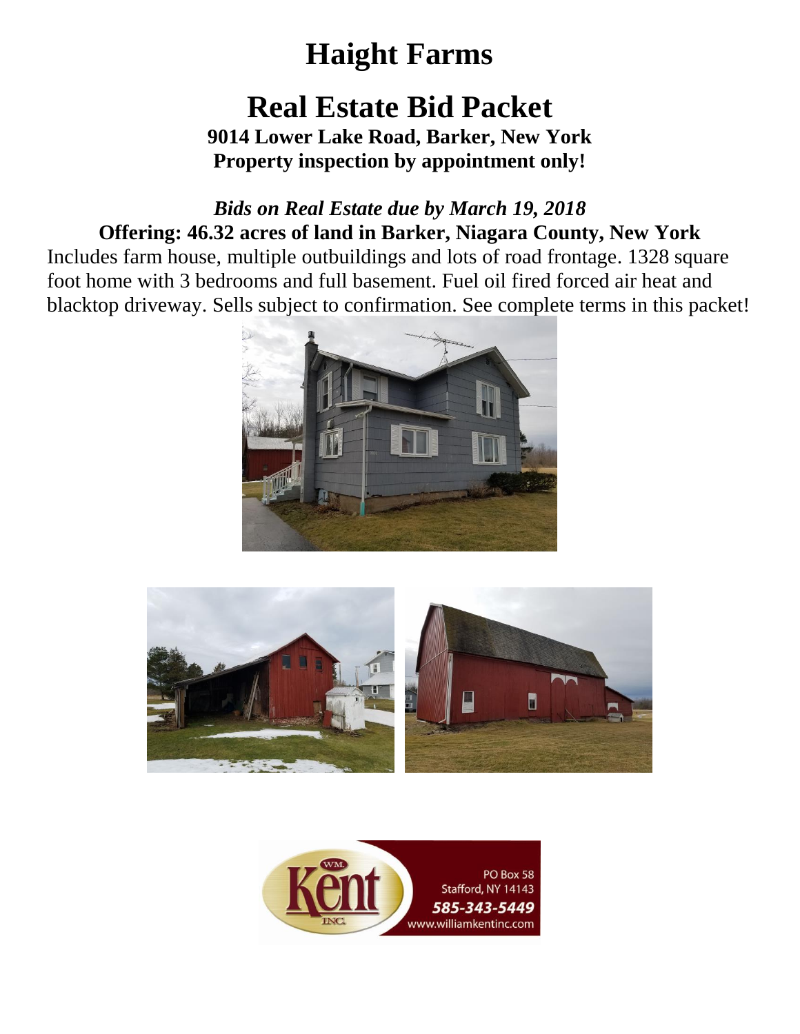# Haight Farms

# Real Estate Bid Packet

**9014 Lower Lake Road, Barker, New York**
**Property inspection by appointment only!**

***Bids on Real Estate due by March 19, 2018***

**Offering: 46.32 acres of land in Barker, Niagara County, New York**

Includes farm house, multiple outbuildings and lots of road frontage. 1328 square foot home with 3 bedrooms and full basement. Fuel oil fired forced air heat and blacktop driveway. Sells subject to confirmation. See complete terms in this packet!

WM. Kent INC.
PO Box 58
Stafford, NY 14143
585-343-5449
www.williamkentinc.com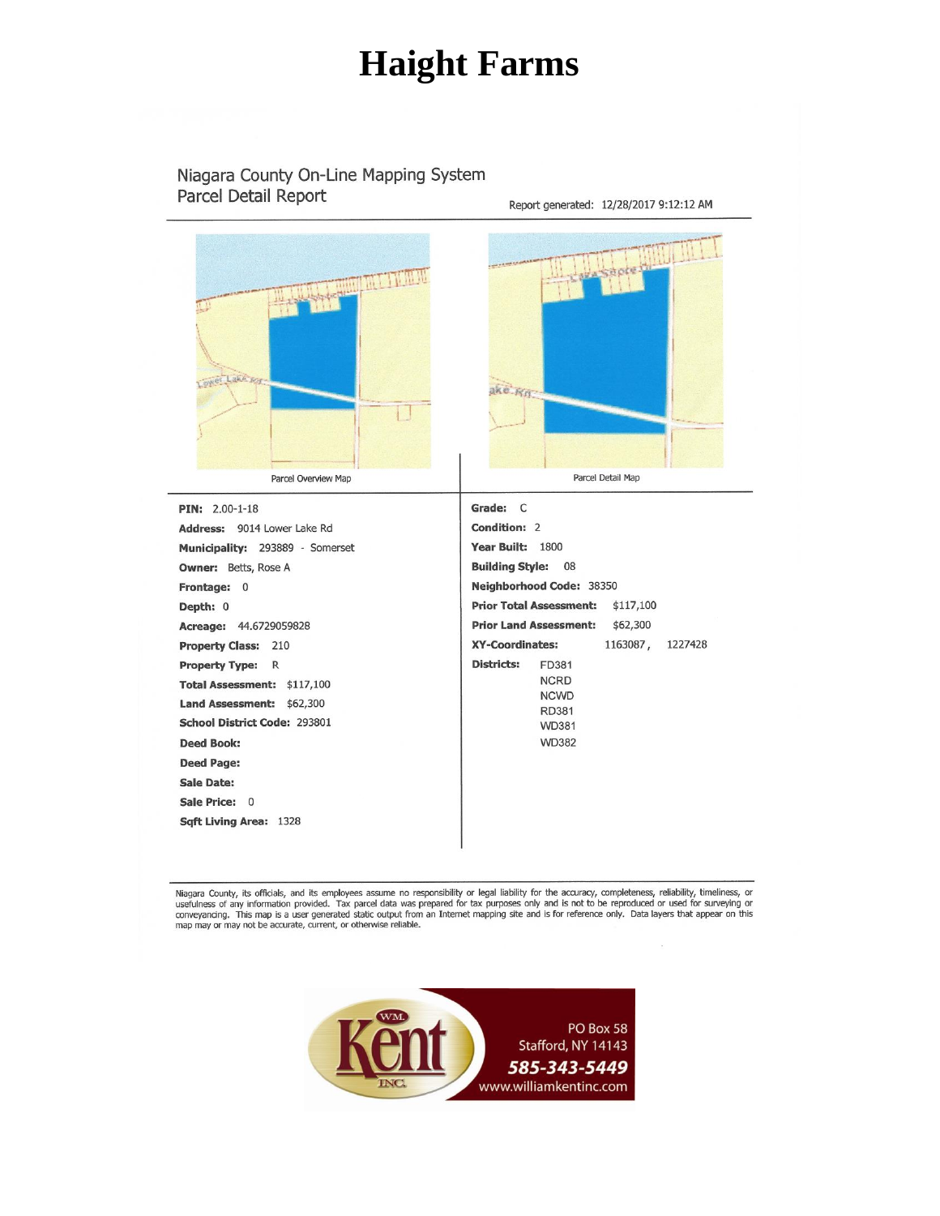# Haight Farms

Niagara County On-Line Mapping System
Parcel Detail Report

Report generated: 12/28/2017 9:12:12 AM

Parcel Overview Map

Parcel Detail Map

**PIN:** 2.00-1-18
**Address:** 9014 Lower Lake Rd
**Municipality:** 293889 - Somerset
**Owner:** Betts, Rose A
**Frontage:** 0
**Depth:** 0
**Acreage:** 44.6729059828
**Property Class:** 210
**Property Type:** R
**Total Assessment:** $117,100
**Land Assessment:** $62,300
**School District Code:** 293801
**Deed Book:**
**Deed Page:**
**Sale Date:**
**Sale Price:** 0
**Sqft Living Area:** 1328

**Grade:** C
**Condition:** 2
**Year Built:** 1800
**Building Style:** 08
**Neighborhood Code:** 38350
**Prior Total Assessment:** $117,100
**Prior Land Assessment:** $62,300
**XY-Coordinates:** 1163087 , 1227428
**Districts:** FD381
NCRD
NCWD
RD381
WD381
WD382

Niagara County, its officials, and its employees assume no responsibility or legal liability for the accuracy, completeness, reliability, timeliness, or usefulness of any information provided. Tax parcel data was prepared for tax purposes only and is not to be reproduced or used for surveying or conveyancing. This map is a user generated static output from an Internet mapping site and is for reference only. Data layers that appear on this map may or may not be accurate, current, or otherwise reliable.

WM. Kent INC.
PO Box 58
Stafford, NY 14143
585-343-5449
www.williamkentinc.com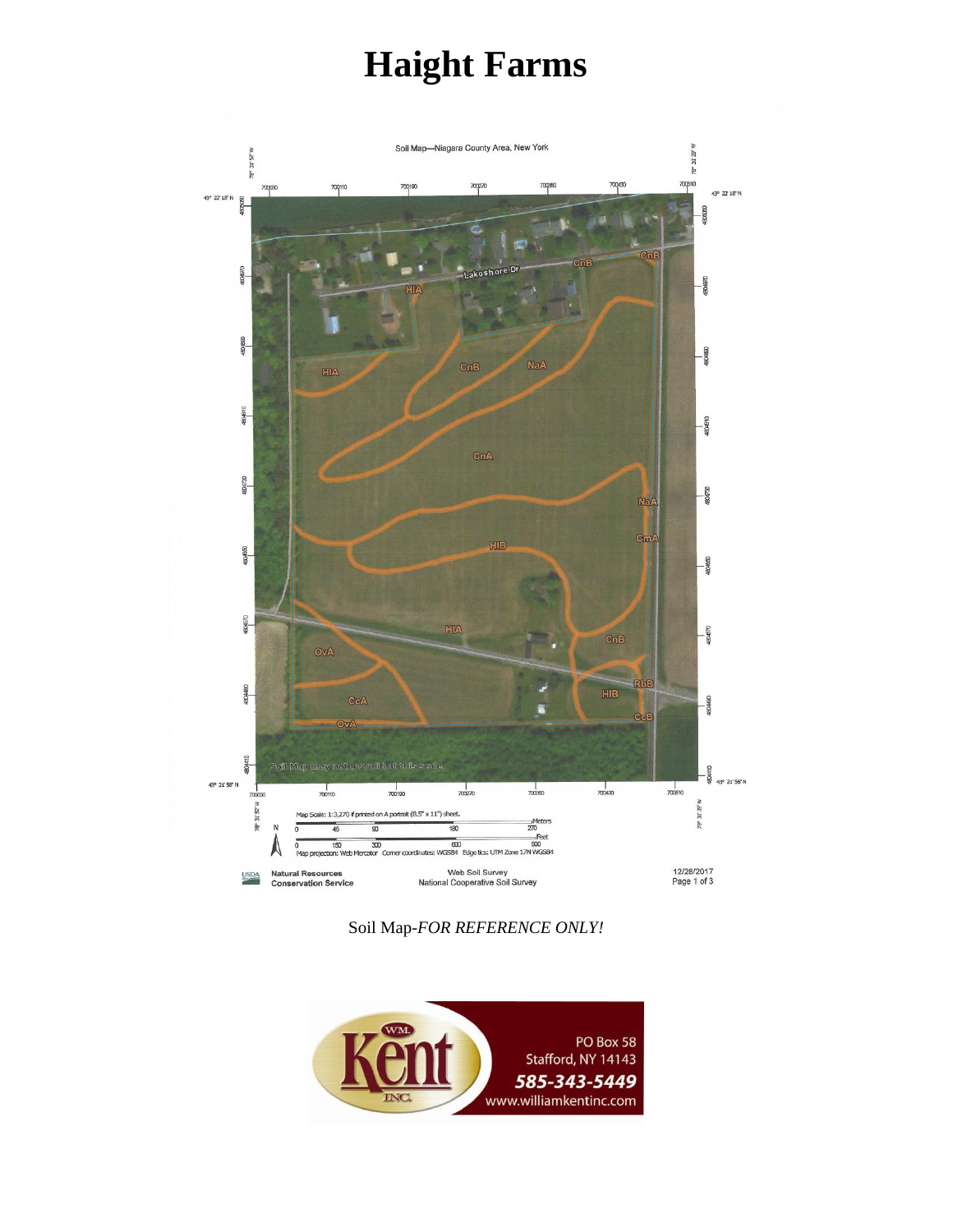# Haight Farms

Soil Map-*FOR REFERENCE ONLY!*

PO Box 58
Stafford, NY 14143
**585-343-5449**
www.williamkentinc.com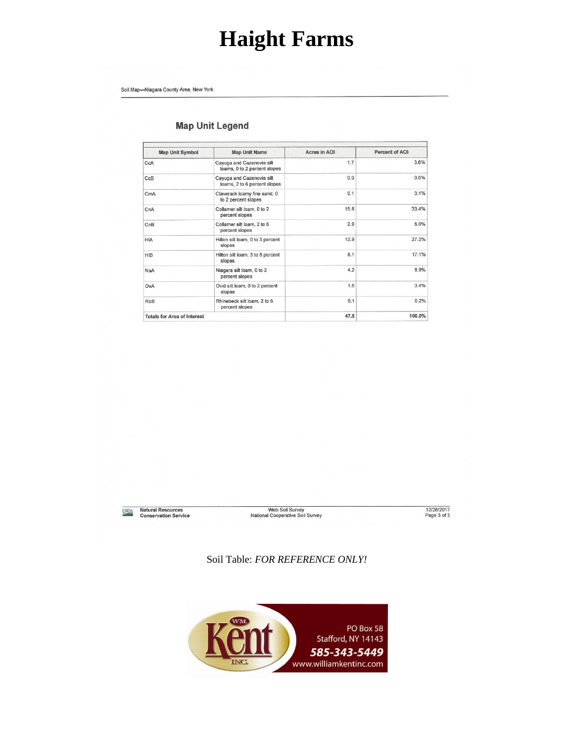# Haight Farms

Soil Map—Niagara County Area, New York

## Map Unit Legend

| Map Unit Symbol | Map Unit Name | Acres in AOI | Percent of AOI |
|---|---|---|---|
| CcA | Cayuga and Cazenovia silt loams, 0 to 2 percent slopes | 1.7 | 3.6% |
| CcB | Cayuga and Cazenovia silt loams, 2 to 6 percent slopes | 0.0 | 0.0% |
| CmA | Claverack loamy fine sand, 0 to 2 percent slopes | 0.1 | 0.1% |
| CnA | Collamer silt loam, 0 to 2 percent slopes | 15.8 | 33.4% |
| CnB | Collamer silt loam, 2 to 6 percent slopes | 2.9 | 6.0% |
| HlA | Hilton silt loam, 0 to 3 percent slopes | 12.9 | 27.2% |
| HlB | Hilton silt loam, 3 to 8 percent slopes | 8.1 | 17.1% |
| NaA | Niagara silt loam, 0 to 2 percent slopes | 4.2 | 8.9% |
| OvA | Ovid silt loam, 0 to 2 percent slopes | 1.6 | 3.4% |
| RbB | Rhinebeck silt loam, 2 to 6 percent slopes | 0.1 | 0.2% |
| **Totals for Area of Interest** | | **47.5** | **100.0%** |

USDA Natural Resources Conservation Service — Web Soil Survey, National Cooperative Soil Survey — 12/28/2017

Soil Table: *FOR REFERENCE ONLY!*

WM. Kent INC.
PO Box 58
Stafford, NY 14143
585-343-5449
www.williamkentinc.com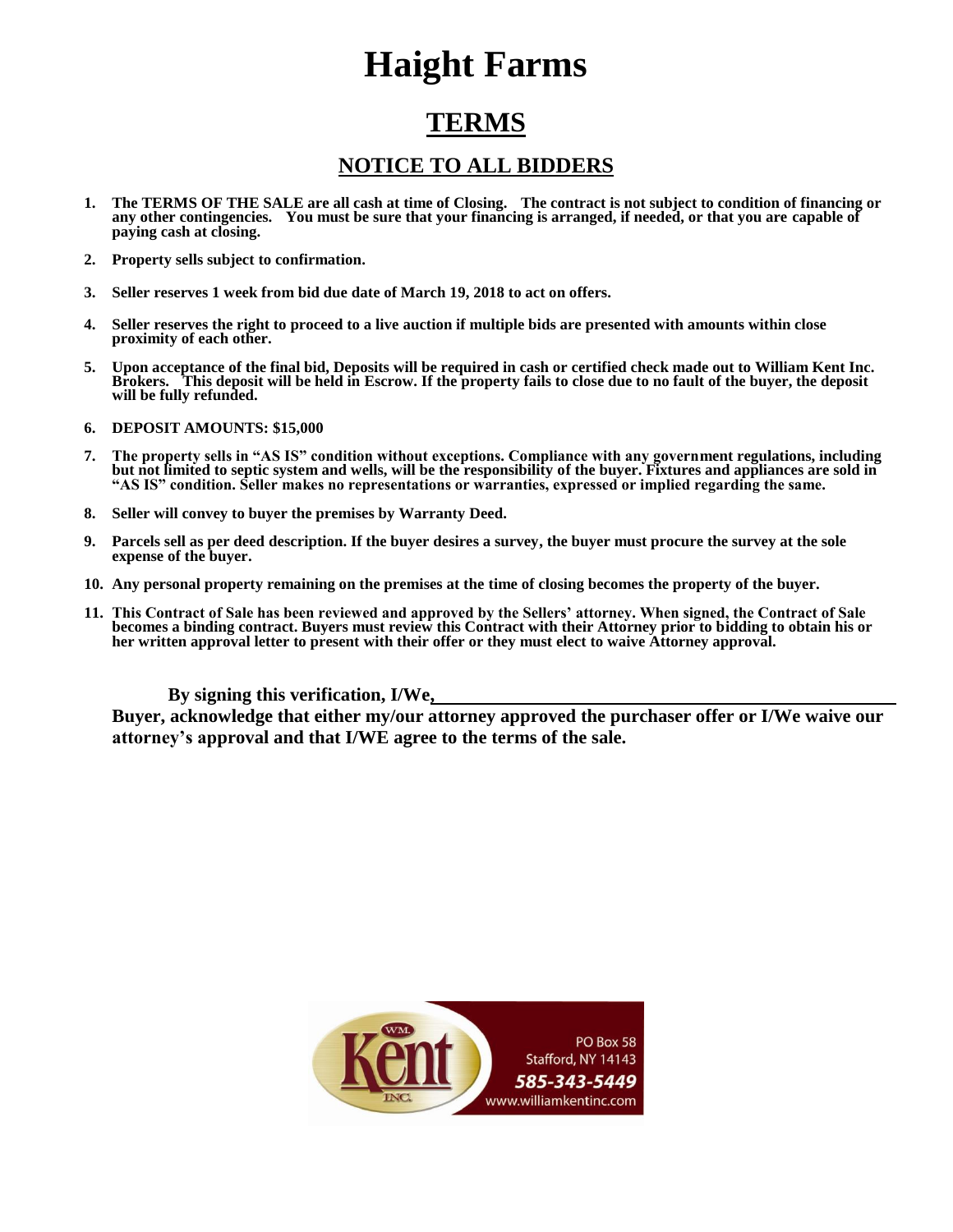# Haight Farms

## TERMS

### NOTICE TO ALL BIDDERS

1. **The TERMS OF THE SALE are all cash at time of Closing. The contract is not subject to condition of financing or any other contingencies. You must be sure that your financing is arranged, if needed, or that you are capable of paying cash at closing.**
2. **Property sells subject to confirmation.**
3. **Seller reserves 1 week from bid due date of March 19, 2018 to act on offers.**
4. **Seller reserves the right to proceed to a live auction if multiple bids are presented with amounts within close proximity of each other.**
5. **Upon acceptance of the final bid, Deposits will be required in cash or certified check made out to William Kent Inc. Brokers. This deposit will be held in Escrow. If the property fails to close due to no fault of the buyer, the deposit will be fully refunded.**
6. **DEPOSIT AMOUNTS: $15,000**
7. **The property sells in "AS IS" condition without exceptions. Compliance with any government regulations, including but not limited to septic system and wells, will be the responsibility of the buyer. Fixtures and appliances are sold in "AS IS" condition. Seller makes no representations or warranties, expressed or implied regarding the same.**
8. **Seller will convey to buyer the premises by Warranty Deed.**
9. **Parcels sell as per deed description. If the buyer desires a survey, the buyer must procure the survey at the sole expense of the buyer.**
10. **Any personal property remaining on the premises at the time of closing becomes the property of the buyer.**
11. **This Contract of Sale has been reviewed and approved by the Sellers' attorney. When signed, the Contract of Sale becomes a binding contract. Buyers must review this Contract with their Attorney prior to bidding to obtain his or her written approval letter to present with their offer or they must elect to waive Attorney approval.**

**By signing this verification, I/We,\_\_\_\_\_\_\_\_\_\_\_\_\_\_\_\_\_\_\_\_\_\_\_\_\_\_\_\_\_\_\_\_\_\_\_\_\_\_\_\_\_\_\_\_\_\_ Buyer, acknowledge that either my/our attorney approved the purchaser offer or I/We waive our attorney's approval and that I/WE agree to the terms of the sale.**

WM. Kent INC.
PO Box 58
Stafford, NY 14143
585-343-5449
www.williamkentinc.com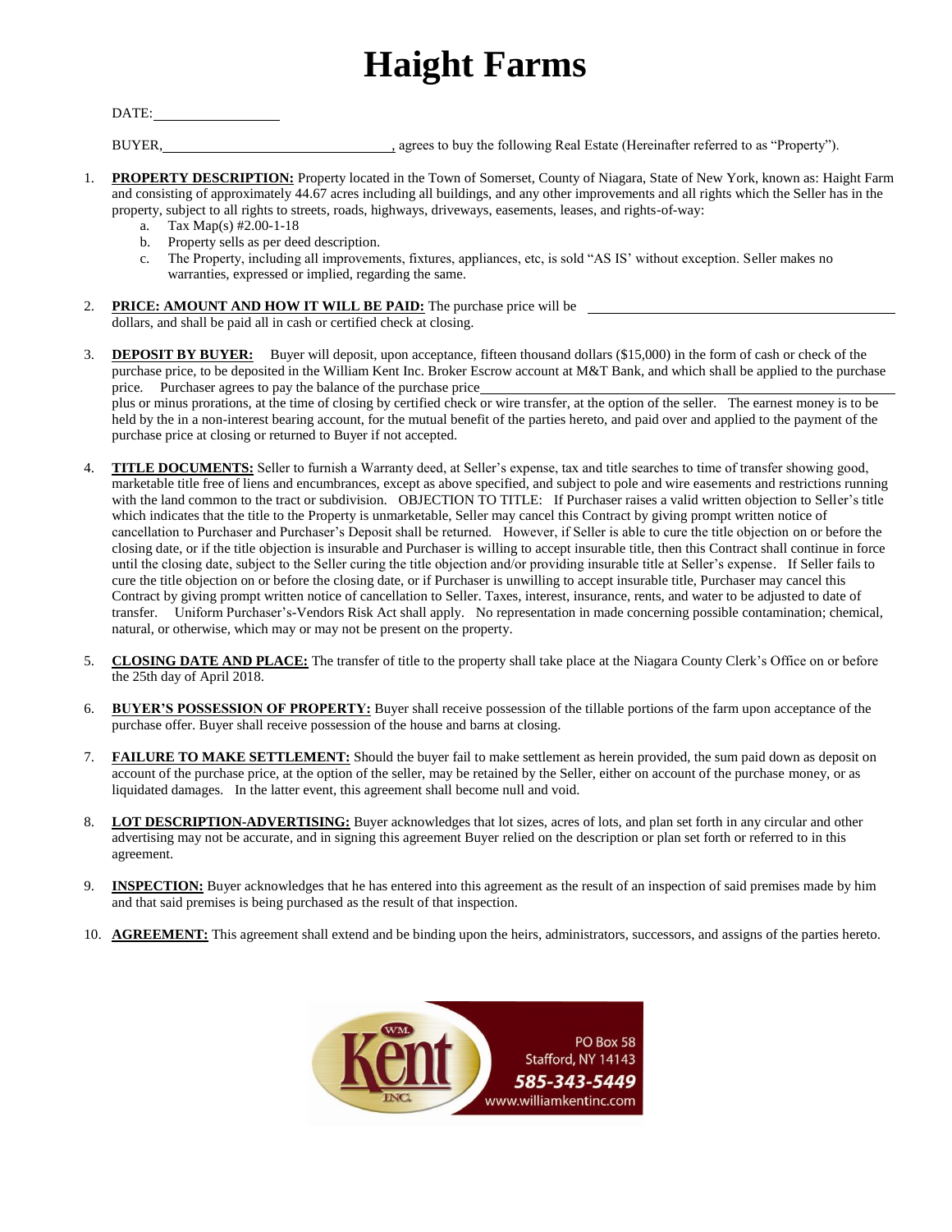// Kent logo/footer: no images detected, include text? The footer logo contains text "PO Box 58 Stafford, NY 14143 585-343-5449 www.williamkentinc.com". It's a logo; no image detected. I'll include the text.

# Haight Farms

DATE: ________________

BUYER, ______________________________, agrees to buy the following Real Estate (Hereinafter referred to as "Property").

1. **PROPERTY DESCRIPTION:** Property located in the Town of Somerset, County of Niagara, State of New York, known as: Haight Farm and consisting of approximately 44.67 acres including all buildings, and any other improvements and all rights which the Seller has in the property, subject to all rights to streets, roads, highways, driveways, easements, leases, and rights-of-way:
   a. Tax Map(s) #2.00-1-18
   b. Property sells as per deed description.
   c. The Property, including all improvements, fixtures, appliances, etc, is sold "AS IS' without exception. Seller makes no warranties, expressed or implied, regarding the same.

2. **PRICE: AMOUNT AND HOW IT WILL BE PAID:** The purchase price will be ______________________________ dollars, and shall be paid all in cash or certified check at closing.

3. **DEPOSIT BY BUYER:** Buyer will deposit, upon acceptance, fifteen thousand dollars ($15,000) in the form of cash or check of the purchase price, to be deposited in the William Kent Inc. Broker Escrow account at M&T Bank, and which shall be applied to the purchase price. Purchaser agrees to pay the balance of the purchase price______________________________ plus or minus prorations, at the time of closing by certified check or wire transfer, at the option of the seller. The earnest money is to be held by the in a non-interest bearing account, for the mutual benefit of the parties hereto, and paid over and applied to the payment of the purchase price at closing or returned to Buyer if not accepted.

4. **TITLE DOCUMENTS:** Seller to furnish a Warranty deed, at Seller's expense, tax and title searches to time of transfer showing good, marketable title free of liens and encumbrances, except as above specified, and subject to pole and wire easements and restrictions running with the land common to the tract or subdivision. OBJECTION TO TITLE: If Purchaser raises a valid written objection to Seller's title which indicates that the title to the Property is unmarketable, Seller may cancel this Contract by giving prompt written notice of cancellation to Purchaser and Purchaser's Deposit shall be returned. However, if Seller is able to cure the title objection on or before the closing date, or if the title objection is insurable and Purchaser is willing to accept insurable title, then this Contract shall continue in force until the closing date, subject to the Seller curing the title objection and/or providing insurable title at Seller's expense. If Seller fails to cure the title objection on or before the closing date, or if Purchaser is unwilling to accept insurable title, Purchaser may cancel this Contract by giving prompt written notice of cancellation to Seller. Taxes, interest, insurance, rents, and water to be adjusted to date of transfer. Uniform Purchaser's-Vendors Risk Act shall apply. No representation in made concerning possible contamination; chemical, natural, or otherwise, which may or may not be present on the property.

5. **CLOSING DATE AND PLACE:** The transfer of title to the property shall take place at the Niagara County Clerk's Office on or before the 25th day of April 2018.

6. **BUYER'S POSSESSION OF PROPERTY:** Buyer shall receive possession of the tillable portions of the farm upon acceptance of the purchase offer. Buyer shall receive possession of the house and barns at closing.

7. **FAILURE TO MAKE SETTLEMENT:** Should the buyer fail to make settlement as herein provided, the sum paid down as deposit on account of the purchase price, at the option of the seller, may be retained by the Seller, either on account of the purchase money, or as liquidated damages. In the latter event, this agreement shall become null and void.

8. **LOT DESCRIPTION-ADVERTISING:** Buyer acknowledges that lot sizes, acres of lots, and plan set forth in any circular and other advertising may not be accurate, and in signing this agreement Buyer relied on the description or plan set forth or referred to in this agreement.

9. **INSPECTION:** Buyer acknowledges that he has entered into this agreement as the result of an inspection of said premises made by him and that said premises is being purchased as the result of that inspection.

10. **AGREEMENT:** This agreement shall extend and be binding upon the heirs, administrators, successors, and assigns of the parties hereto.

WM. Kent INC.

PO Box 58
Stafford, NY 14143
585-343-5449
www.williamkentinc.com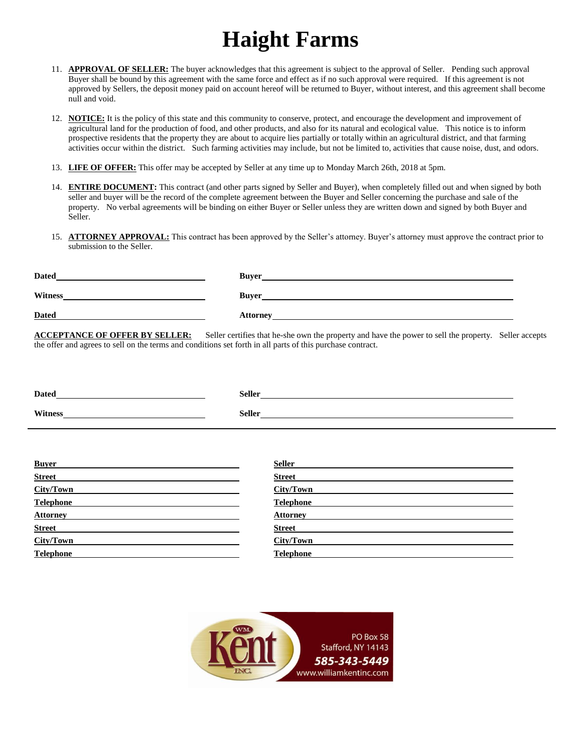# Haight Farms

11. **APPROVAL OF SELLER:** The buyer acknowledges that this agreement is subject to the approval of Seller. Pending such approval Buyer shall be bound by this agreement with the same force and effect as if no such approval were required. If this agreement is not approved by Sellers, the deposit money paid on account hereof will be returned to Buyer, without interest, and this agreement shall become null and void.

12. **NOTICE:** It is the policy of this state and this community to conserve, protect, and encourage the development and improvement of agricultural land for the production of food, and other products, and also for its natural and ecological value. This notice is to inform prospective residents that the property they are about to acquire lies partially or totally within an agricultural district, and that farming activities occur within the district. Such farming activities may include, but not be limited to, activities that cause noise, dust, and odors.

13. **LIFE OF OFFER:** This offer may be accepted by Seller at any time up to Monday March 26th, 2018 at 5pm.

14. **ENTIRE DOCUMENT:** This contract (and other parts signed by Seller and Buyer), when completely filled out and when signed by both seller and buyer will be the record of the complete agreement between the Buyer and Seller concerning the purchase and sale of the property. No verbal agreements will be binding on either Buyer or Seller unless they are written down and signed by both Buyer and Seller.

15. **ATTORNEY APPROVAL:** This contract has been approved by the Seller's attorney. Buyer's attorney must approve the contract prior to submission to the Seller.

**Dated** ______________________ **Buyer** ______________________

**Witness** ______________________ **Buyer** ______________________

**Dated** ______________________ **Attorney** ______________________

**ACCEPTANCE OF OFFER BY SELLER:** Seller certifies that he-she own the property and have the power to sell the property. Seller accepts the offer and agrees to sell on the terms and conditions set forth in all parts of this purchase contract.

**Dated** ______________________ **Seller** ______________________

**Witness** ______________________ **Seller** ______________________

---

| | |
|---|---|
| **Buyer** | **Seller** |
| **Street** | **Street** |
| **City/Town** | **City/Town** |
| **Telephone** | **Telephone** |
| **Attorney** | **Attorney** |
| **Street** | **Street** |
| **City/Town** | **City/Town** |
| **Telephone** | **Telephone** |

WM. Kent INC.
PO Box 58
Stafford, NY 14143
585-343-5449
www.williamkentinc.com